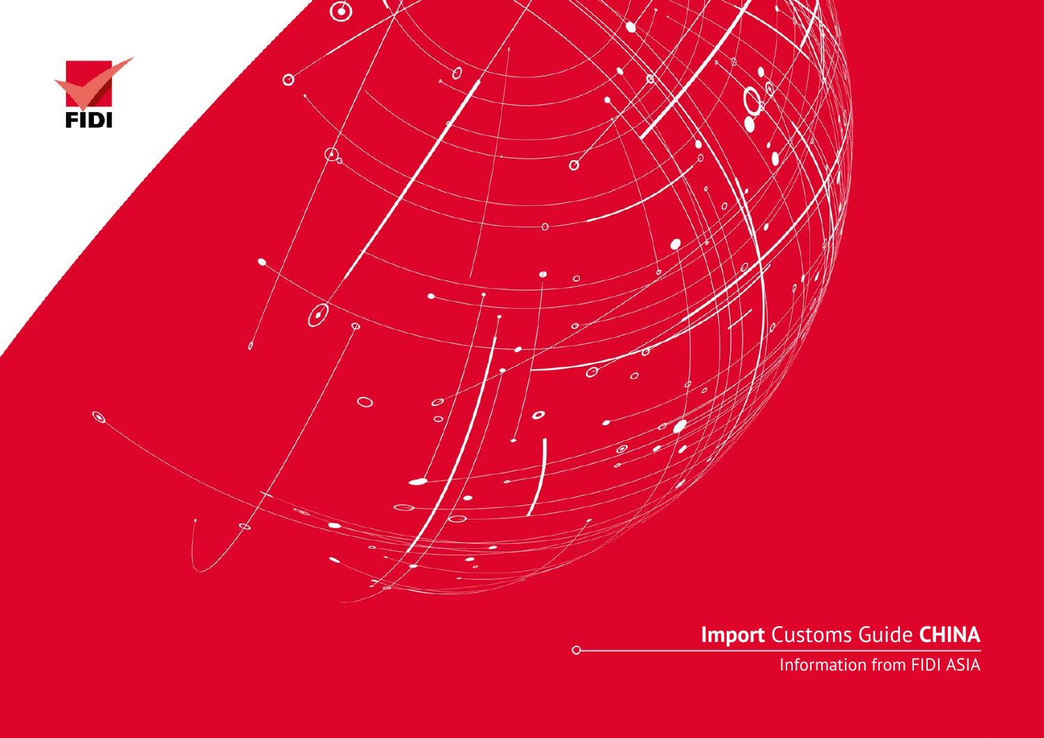FIDI

# **Import** Customs Guide **CHINA**

Information from FIDI ASIA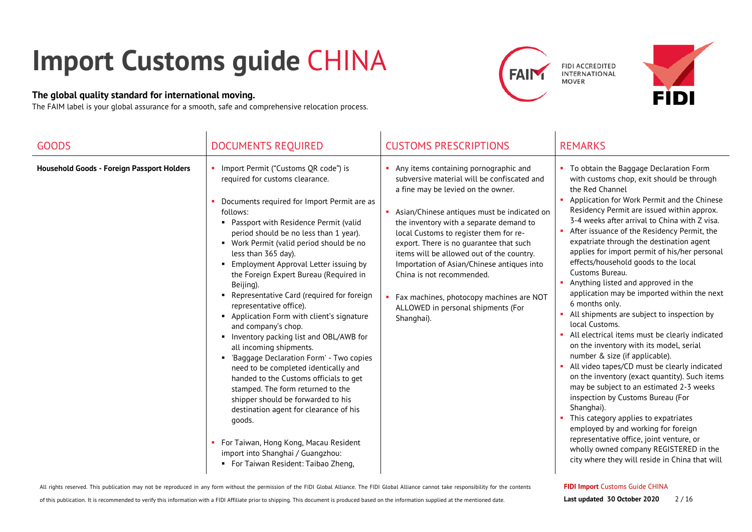# Import Customs guide CHINA

**The global quality standard for international moving.**

The FAIM label is your global assurance for a smooth, safe and comprehensive relocation process.

| GOODS | DOCUMENTS REQUIRED | CUSTOMS PRESCRIPTIONS | REMARKS |
| --- | --- | --- | --- |
| **Household Goods - Foreign Passport Holders** | • Import Permit ("Customs QR code") is required for customs clearance.<br><br>• Documents required for Import Permit are as follows:<br>  ▪ Passport with Residence Permit (valid period should be no less than 1 year).<br>  ▪ Work Permit (valid period should be no less than 365 day).<br>  ▪ Employment Approval Letter issuing by the Foreign Expert Bureau (Required in Beijing).<br>  ▪ Representative Card (required for foreign representative office).<br>  ▪ Application Form with client's signature and company's chop.<br>  ▪ Inventory packing list and OBL/AWB for all incoming shipments.<br>  ▪ 'Baggage Declaration Form' - Two copies need to be completed identically and handed to the Customs officials to get stamped. The form returned to the shipper should be forwarded to his destination agent for clearance of his goods.<br><br>• For Taiwan, Hong Kong, Macau Resident import into Shanghai / Guangzhou:<br>  ▪ For Taiwan Resident: Taibao Zheng, | • Any items containing pornographic and subversive material will be confiscated and a fine may be levied on the owner.<br><br>• Asian/Chinese antiques must be indicated on the inventory with a separate demand to local Customs to register them for re-export. There is no guarantee that such items will be allowed out of the country. Importation of Asian/Chinese antiques into China is not recommended.<br><br>• Fax machines, photocopy machines are NOT ALLOWED in personal shipments (For Shanghai). | • To obtain the Baggage Declaration Form with customs chop, exit should be through the Red Channel<br>• Application for Work Permit and the Chinese Residency Permit are issued within approx. 3-4 weeks after arrival to China with Z visa.<br>• After issuance of the Residency Permit, the expatriate through the destination agent applies for import permit of his/her personal effects/household goods to the local Customs Bureau.<br>• Anything listed and approved in the application may be imported within the next 6 months only.<br>• All shipments are subject to inspection by local Customs.<br>• All electrical items must be clearly indicated on the inventory with its model, serial number & size (if applicable).<br>• All video tapes/CD must be clearly indicated on the inventory (exact quantity). Such items may be subject to an estimated 2-3 weeks inspection by Customs Bureau (For Shanghai).<br>• This category applies to expatriates employed by and working for foreign representative office, joint venture, or wholly owned company REGISTERED in the city where they will reside in China that will |

All rights reserved. This publication may not be reproduced in any form without the permission of the FIDI Global Alliance. The FIDI Global Alliance cannot take responsibility for the contents of this publication. It is recommended to verify this information with a FIDI Affiliate prior to shipping. This document is produced based on the information supplied at the mentioned date.

**FIDI Import** Customs Guide CHINA

**Last updated 30 October 2020**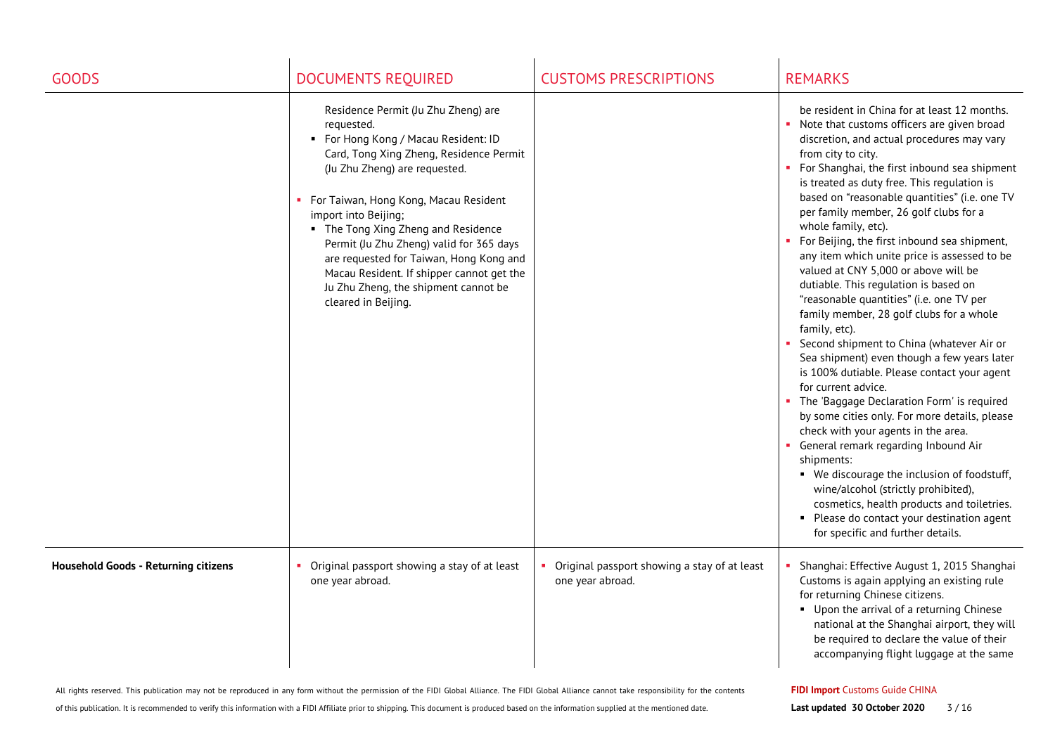| GOODS | DOCUMENTS REQUIRED | CUSTOMS PRESCRIPTIONS | REMARKS |
|---|---|---|---|
| | Residence Permit (Ju Zhu Zheng) are requested.<br>▪ For Hong Kong / Macau Resident: ID Card, Tong Xing Zheng, Residence Permit (Ju Zhu Zheng) are requested.<br><br>▪ For Taiwan, Hong Kong, Macau Resident import into Beijing;<br>▪ The Tong Xing Zheng and Residence Permit (Ju Zhu Zheng) valid for 365 days are requested for Taiwan, Hong Kong and Macau Resident. If shipper cannot get the Ju Zhu Zheng, the shipment cannot be cleared in Beijing. | | be resident in China for at least 12 months.<br>▪ Note that customs officers are given broad discretion, and actual procedures may vary from city to city.<br>▪ For Shanghai, the first inbound sea shipment is treated as duty free. This regulation is based on "reasonable quantities" (i.e. one TV per family member, 26 golf clubs for a whole family, etc).<br>▪ For Beijing, the first inbound sea shipment, any item which unite price is assessed to be valued at CNY 5,000 or above will be dutiable. This regulation is based on "reasonable quantities" (i.e. one TV per family member, 28 golf clubs for a whole family, etc).<br>▪ Second shipment to China (whatever Air or Sea shipment) even though a few years later is 100% dutiable. Please contact your agent for current advice.<br>▪ The 'Baggage Declaration Form' is required by some cities only. For more details, please check with your agents in the area.<br>▪ General remark regarding Inbound Air shipments:<br>▪ We discourage the inclusion of foodstuff, wine/alcohol (strictly prohibited), cosmetics, health products and toiletries.<br>▪ Please do contact your destination agent for specific and further details. |
| **Household Goods - Returning citizens** | ▪ Original passport showing a stay of at least one year abroad. | ▪ Original passport showing a stay of at least one year abroad. | ▪ Shanghai: Effective August 1, 2015 Shanghai Customs is again applying an existing rule for returning Chinese citizens.<br>▪ Upon the arrival of a returning Chinese national at the Shanghai airport, they will be required to declare the value of their accompanying flight luggage at the same |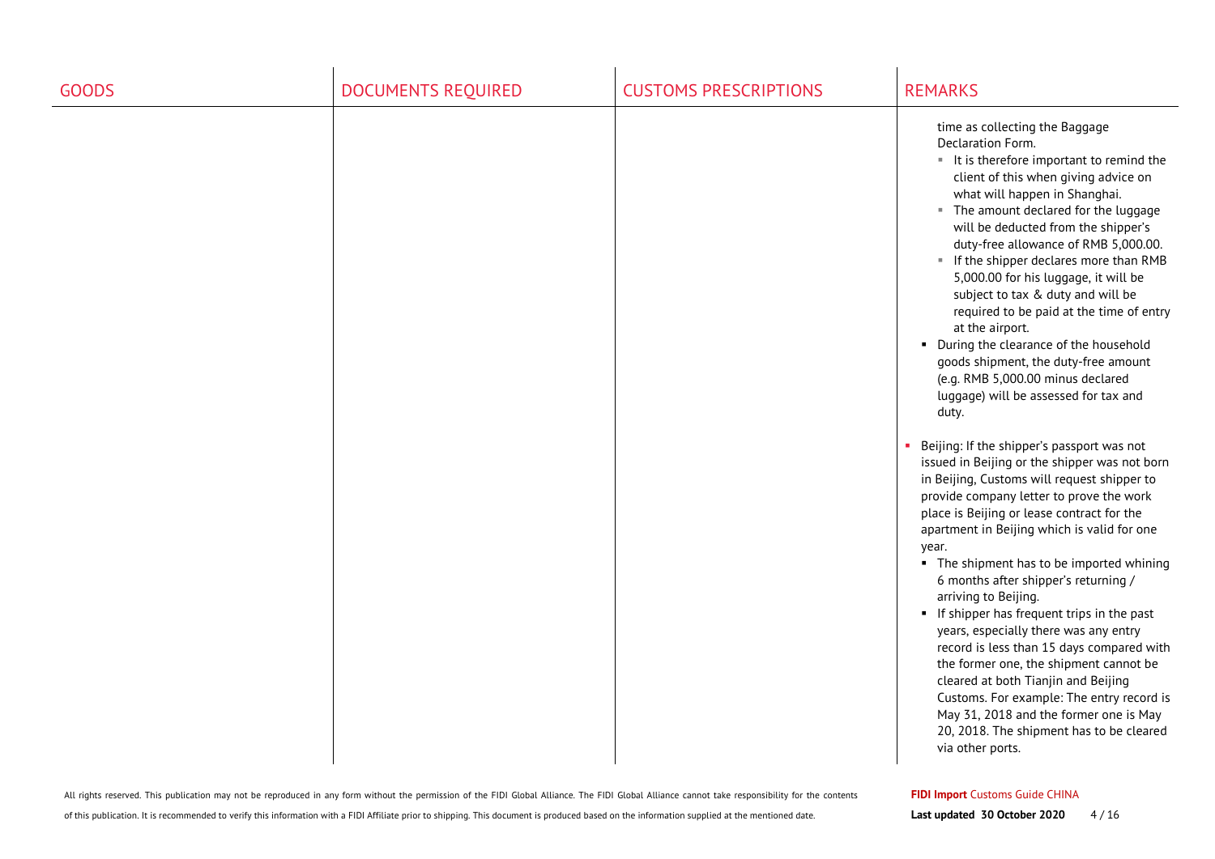| GOODS | DOCUMENTS REQUIRED | CUSTOMS PRESCRIPTIONS | REMARKS |
| --- | --- | --- | --- |
| | | | time as collecting the Baggage Declaration Form.<br>▪ It is therefore important to remind the client of this when giving advice on what will happen in Shanghai.<br>▪ The amount declared for the luggage will be deducted from the shipper's duty-free allowance of RMB 5,000.00.<br>▪ If the shipper declares more than RMB 5,000.00 for his luggage, it will be subject to tax & duty and will be required to be paid at the time of entry at the airport.<br>▪ During the clearance of the household goods shipment, the duty-free amount (e.g. RMB 5,000.00 minus declared luggage) will be assessed for tax and duty.<br><br>▪ Beijing: If the shipper's passport was not issued in Beijing or the shipper was not born in Beijing, Customs will request shipper to provide company letter to prove the work place is Beijing or lease contract for the apartment in Beijing which is valid for one year.<br>▪ The shipment has to be imported whining 6 months after shipper's returning / arriving to Beijing.<br>▪ If shipper has frequent trips in the past years, especially there was any entry record is less than 15 days compared with the former one, the shipment cannot be cleared at both Tianjin and Beijing Customs. For example: The entry record is May 31, 2018 and the former one is May 20, 2018. The shipment has to be cleared via other ports. |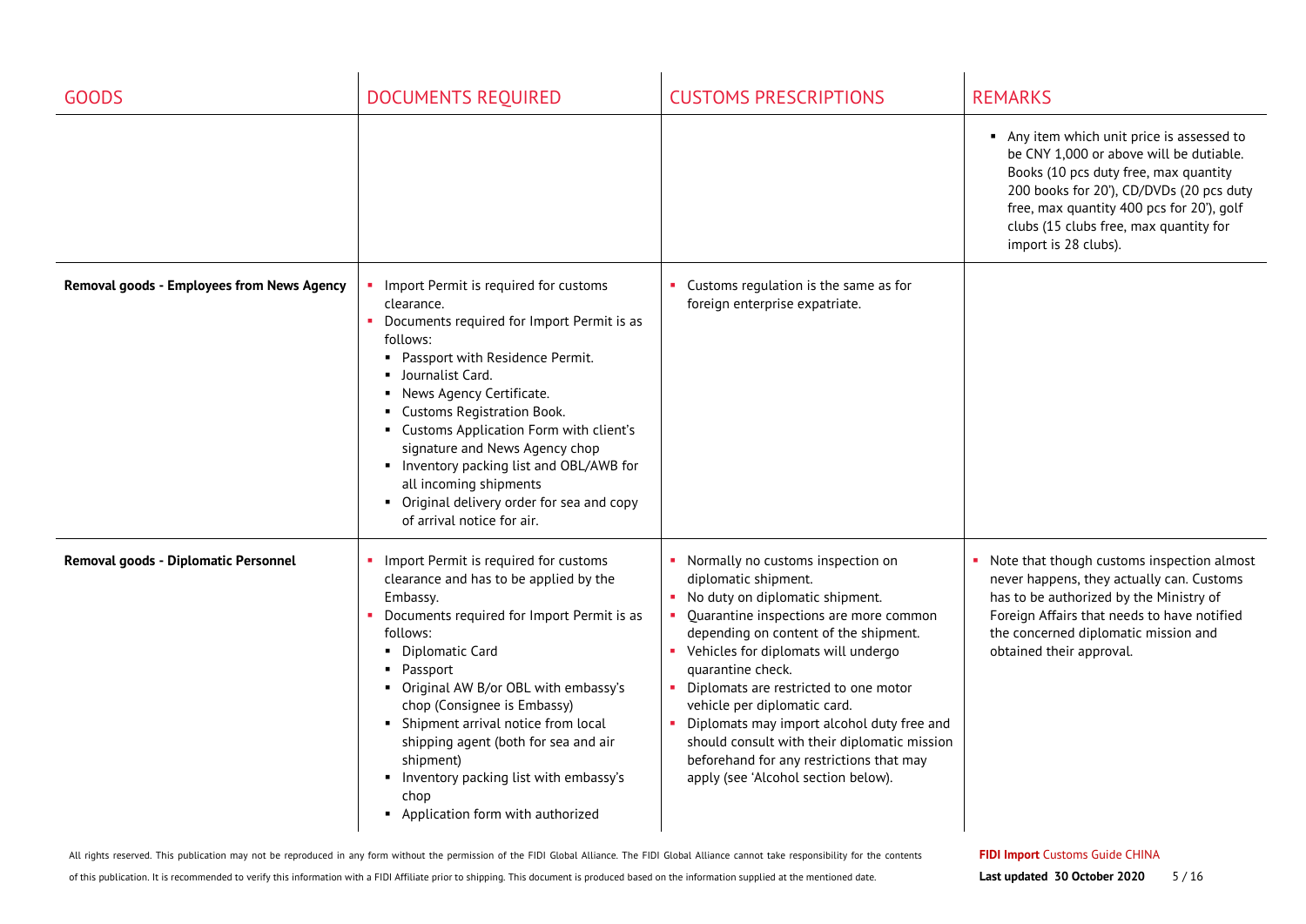| GOODS | DOCUMENTS REQUIRED | CUSTOMS PRESCRIPTIONS | REMARKS |
|---|---|---|---|
| | | | ▪ Any item which unit price is assessed to be CNY 1,000 or above will be dutiable. Books (10 pcs duty free, max quantity 200 books for 20'), CD/DVDs (20 pcs duty free, max quantity 400 pcs for 20'), golf clubs (15 clubs free, max quantity for import is 28 clubs). |
| **Removal goods - Employees from News Agency** | ▪ Import Permit is required for customs clearance.<br>▪ Documents required for Import Permit is as follows:<br>▪ Passport with Residence Permit.<br>▪ Journalist Card.<br>▪ News Agency Certificate.<br>▪ Customs Registration Book.<br>▪ Customs Application Form with client's signature and News Agency chop<br>▪ Inventory packing list and OBL/AWB for all incoming shipments<br>▪ Original delivery order for sea and copy of arrival notice for air. | ▪ Customs regulation is the same as for foreign enterprise expatriate. | |
| **Removal goods - Diplomatic Personnel** | ▪ Import Permit is required for customs clearance and has to be applied by the Embassy.<br>▪ Documents required for Import Permit is as follows:<br>▪ Diplomatic Card<br>▪ Passport<br>▪ Original AW B/or OBL with embassy's chop (Consignee is Embassy)<br>▪ Shipment arrival notice from local shipping agent (both for sea and air shipment)<br>▪ Inventory packing list with embassy's chop<br>▪ Application form with authorized | ▪ Normally no customs inspection on diplomatic shipment.<br>▪ No duty on diplomatic shipment.<br>▪ Quarantine inspections are more common depending on content of the shipment.<br>▪ Vehicles for diplomats will undergo quarantine check.<br>▪ Diplomats are restricted to one motor vehicle per diplomatic card.<br>▪ Diplomats may import alcohol duty free and should consult with their diplomatic mission beforehand for any restrictions that may apply (see 'Alcohol section below). | ▪ Note that though customs inspection almost never happens, they actually can. Customs has to be authorized by the Ministry of Foreign Affairs that needs to have notified the concerned diplomatic mission and obtained their approval. |

All rights reserved. This publication may not be reproduced in any form without the permission of the FIDI Global Alliance. The FIDI Global Alliance cannot take responsibility for the contents of this publication. It is recommended to verify this information with a FIDI Affiliate prior to shipping. This document is produced based on the information supplied at the mentioned date.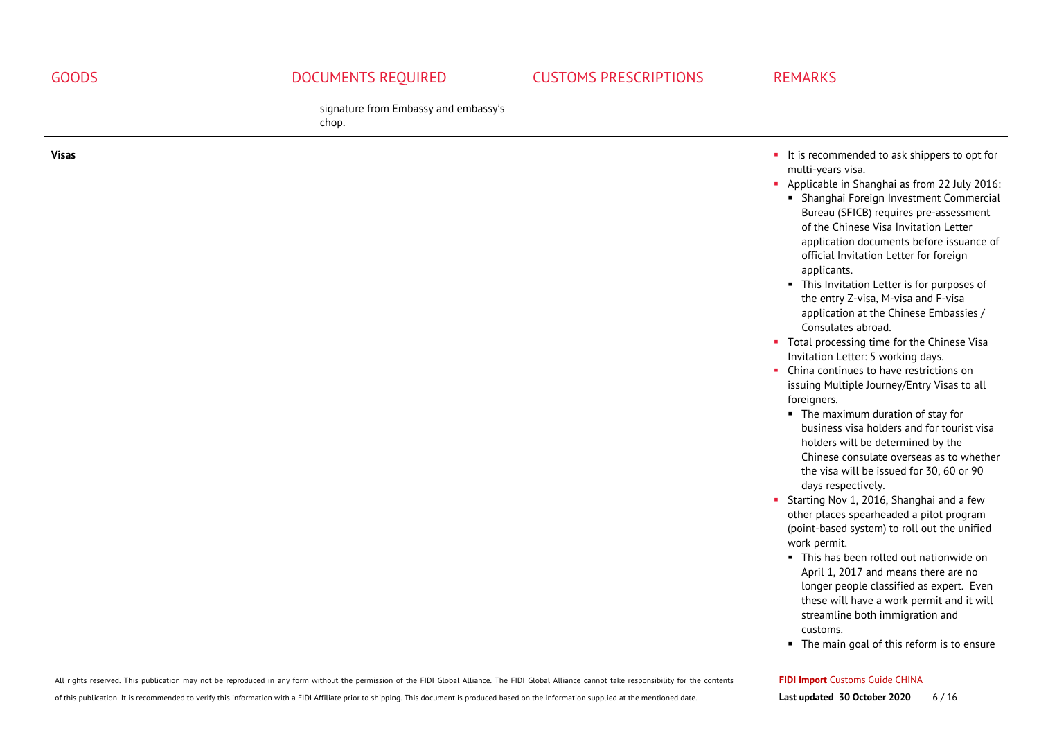| GOODS | DOCUMENTS REQUIRED | CUSTOMS PRESCRIPTIONS | REMARKS |
|---|---|---|---|
| | signature from Embassy and embassy's chop. | | |
| **Visas** | | | • It is recommended to ask shippers to opt for multi-years visa.<br>• Applicable in Shanghai as from 22 July 2016:<br>  ▪ Shanghai Foreign Investment Commercial Bureau (SFICB) requires pre-assessment of the Chinese Visa Invitation Letter application documents before issuance of official Invitation Letter for foreign applicants.<br>  ▪ This Invitation Letter is for purposes of the entry Z-visa, M-visa and F-visa application at the Chinese Embassies / Consulates abroad.<br>• Total processing time for the Chinese Visa Invitation Letter: 5 working days.<br>• China continues to have restrictions on issuing Multiple Journey/Entry Visas to all foreigners.<br>  ▪ The maximum duration of stay for business visa holders and for tourist visa holders will be determined by the Chinese consulate overseas as to whether the visa will be issued for 30, 60 or 90 days respectively.<br>• Starting Nov 1, 2016, Shanghai and a few other places spearheaded a pilot program (point-based system) to roll out the unified work permit.<br>  ▪ This has been rolled out nationwide on April 1, 2017 and means there are no longer people classified as expert. Even these will have a work permit and it will streamline both immigration and customs.<br>  ▪ The main goal of this reform is to ensure |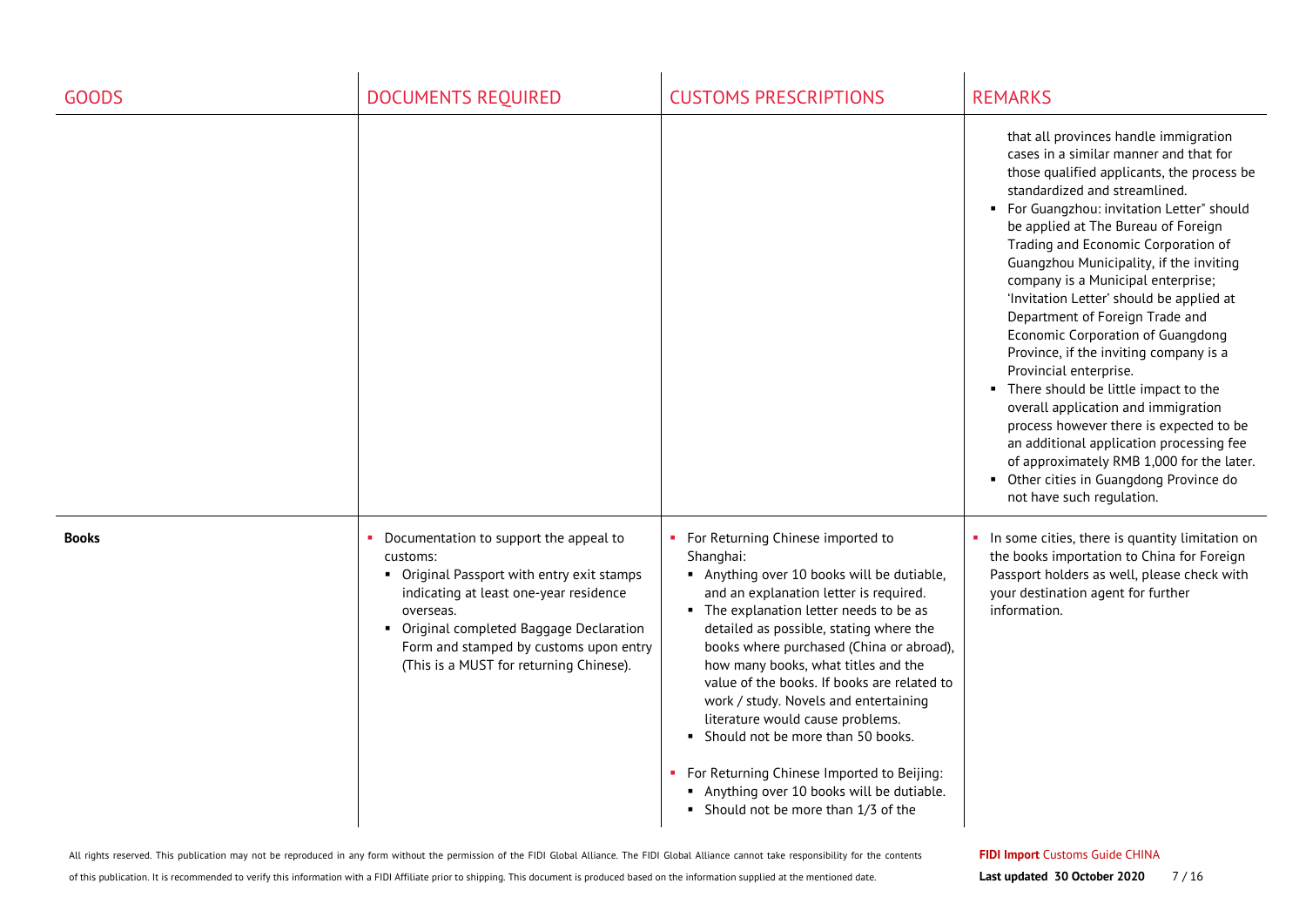| GOODS | DOCUMENTS REQUIRED | CUSTOMS PRESCRIPTIONS | REMARKS |
|---|---|---|---|
| | | | that all provinces handle immigration cases in a similar manner and that for those qualified applicants, the process be standardized and streamlined.<br>▪ For Guangzhou: invitation Letter" should be applied at The Bureau of Foreign Trading and Economic Corporation of Guangzhou Municipality, if the inviting company is a Municipal enterprise; 'Invitation Letter' should be applied at Department of Foreign Trade and Economic Corporation of Guangdong Province, if the inviting company is a Provincial enterprise.<br>▪ There should be little impact to the overall application and immigration process however there is expected to be an additional application processing fee of approximately RMB 1,000 for the later.<br>▪ Other cities in Guangdong Province do not have such regulation. |
| **Books** | ▪ Documentation to support the appeal to customs:<br>▪ Original Passport with entry exit stamps indicating at least one-year residence overseas.<br>▪ Original completed Baggage Declaration Form and stamped by customs upon entry (This is a MUST for returning Chinese). | ▪ For Returning Chinese imported to Shanghai:<br>▪ Anything over 10 books will be dutiable, and an explanation letter is required.<br>▪ The explanation letter needs to be as detailed as possible, stating where the books where purchased (China or abroad), how many books, what titles and the value of the books. If books are related to work / study. Novels and entertaining literature would cause problems.<br>▪ Should not be more than 50 books.<br><br>▪ For Returning Chinese Imported to Beijing:<br>▪ Anything over 10 books will be dutiable.<br>▪ Should not be more than 1/3 of the | ▪ In some cities, there is quantity limitation on the books importation to China for Foreign Passport holders as well, please check with your destination agent for further information. |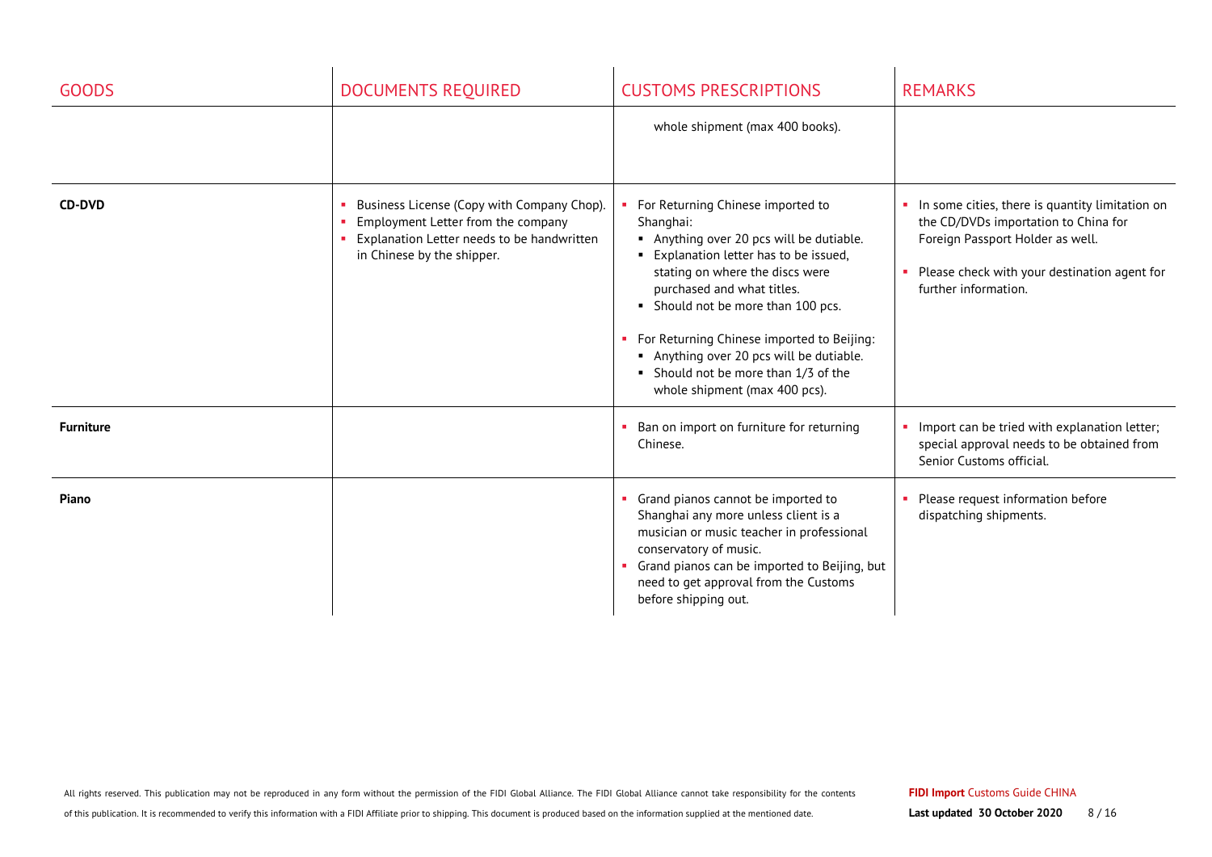| GOODS | DOCUMENTS REQUIRED | CUSTOMS PRESCRIPTIONS | REMARKS |
|---|---|---|---|
| | | whole shipment (max 400 books). | |
| **CD-DVD** | ▪ Business License (Copy with Company Chop).<br>▪ Employment Letter from the company<br>▪ Explanation Letter needs to be handwritten in Chinese by the shipper. | ▪ For Returning Chinese imported to Shanghai:<br>&nbsp;&nbsp;▪ Anything over 20 pcs will be dutiable.<br>&nbsp;&nbsp;▪ Explanation letter has to be issued, stating on where the discs were purchased and what titles.<br>&nbsp;&nbsp;▪ Should not be more than 100 pcs.<br>▪ For Returning Chinese imported to Beijing:<br>&nbsp;&nbsp;▪ Anything over 20 pcs will be dutiable.<br>&nbsp;&nbsp;▪ Should not be more than 1/3 of the whole shipment (max 400 pcs). | ▪ In some cities, there is quantity limitation on the CD/DVDs importation to China for Foreign Passport Holder as well.<br>▪ Please check with your destination agent for further information. |
| **Furniture** | | ▪ Ban on import on furniture for returning Chinese. | ▪ Import can be tried with explanation letter; special approval needs to be obtained from Senior Customs official. |
| **Piano** | | ▪ Grand pianos cannot be imported to Shanghai any more unless client is a musician or music teacher in professional conservatory of music.<br>▪ Grand pianos can be imported to Beijing, but need to get approval from the Customs before shipping out. | ▪ Please request information before dispatching shipments. |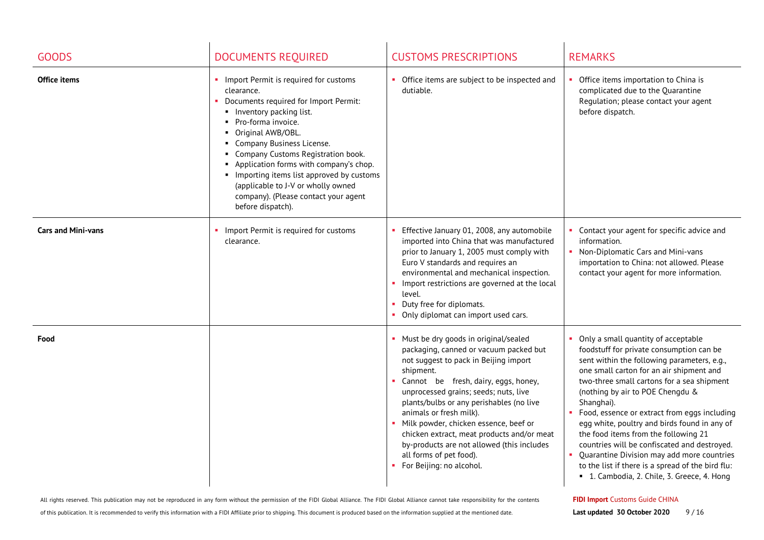| GOODS | DOCUMENTS REQUIRED | CUSTOMS PRESCRIPTIONS | REMARKS |
|---|---|---|---|
| **Office items** | ▪ Import Permit is required for customs clearance.<br>▪ Documents required for Import Permit:<br>&nbsp;&nbsp;▪ Inventory packing list.<br>&nbsp;&nbsp;▪ Pro-forma invoice.<br>&nbsp;&nbsp;▪ Original AWB/OBL.<br>&nbsp;&nbsp;▪ Company Business License.<br>&nbsp;&nbsp;▪ Company Customs Registration book.<br>&nbsp;&nbsp;▪ Application forms with company's chop.<br>&nbsp;&nbsp;▪ Importing items list approved by customs (applicable to J-V or wholly owned company). (Please contact your agent before dispatch). | ▪ Office items are subject to be inspected and dutiable. | ▪ Office items importation to China is complicated due to the Quarantine Regulation; please contact your agent before dispatch. |
| **Cars and Mini-vans** | ▪ Import Permit is required for customs clearance. | ▪ Effective January 01, 2008, any automobile imported into China that was manufactured prior to January 1, 2005 must comply with Euro V standards and requires an environmental and mechanical inspection.<br>▪ Import restrictions are governed at the local level.<br>▪ Duty free for diplomats.<br>▪ Only diplomat can import used cars. | ▪ Contact your agent for specific advice and information.<br>▪ Non-Diplomatic Cars and Mini-vans importation to China: not allowed. Please contact your agent for more information. |
| **Food** | | ▪ Must be dry goods in original/sealed packaging, canned or vacuum packed but not suggest to pack in Beijing import shipment.<br>▪ Cannot be fresh, dairy, eggs, honey, unprocessed grains; seeds; nuts, live plants/bulbs or any perishables (no live animals or fresh milk).<br>▪ Milk powder, chicken essence, beef or chicken extract, meat products and/or meat by-products are not allowed (this includes all forms of pet food).<br>▪ For Beijing: no alcohol. | ▪ Only a small quantity of acceptable foodstuff for private consumption can be sent within the following parameters, e.g., one small carton for an air shipment and two-three small cartons for a sea shipment (nothing by air to POE Chengdu & Shanghai).<br>▪ Food, essence or extract from eggs including egg white, poultry and birds found in any of the food items from the following 21 countries will be confiscated and destroyed.<br>▪ Quarantine Division may add more countries to the list if there is a spread of the bird flu:<br>&nbsp;&nbsp;▪ 1. Cambodia, 2. Chile, 3. Greece, 4. Hong |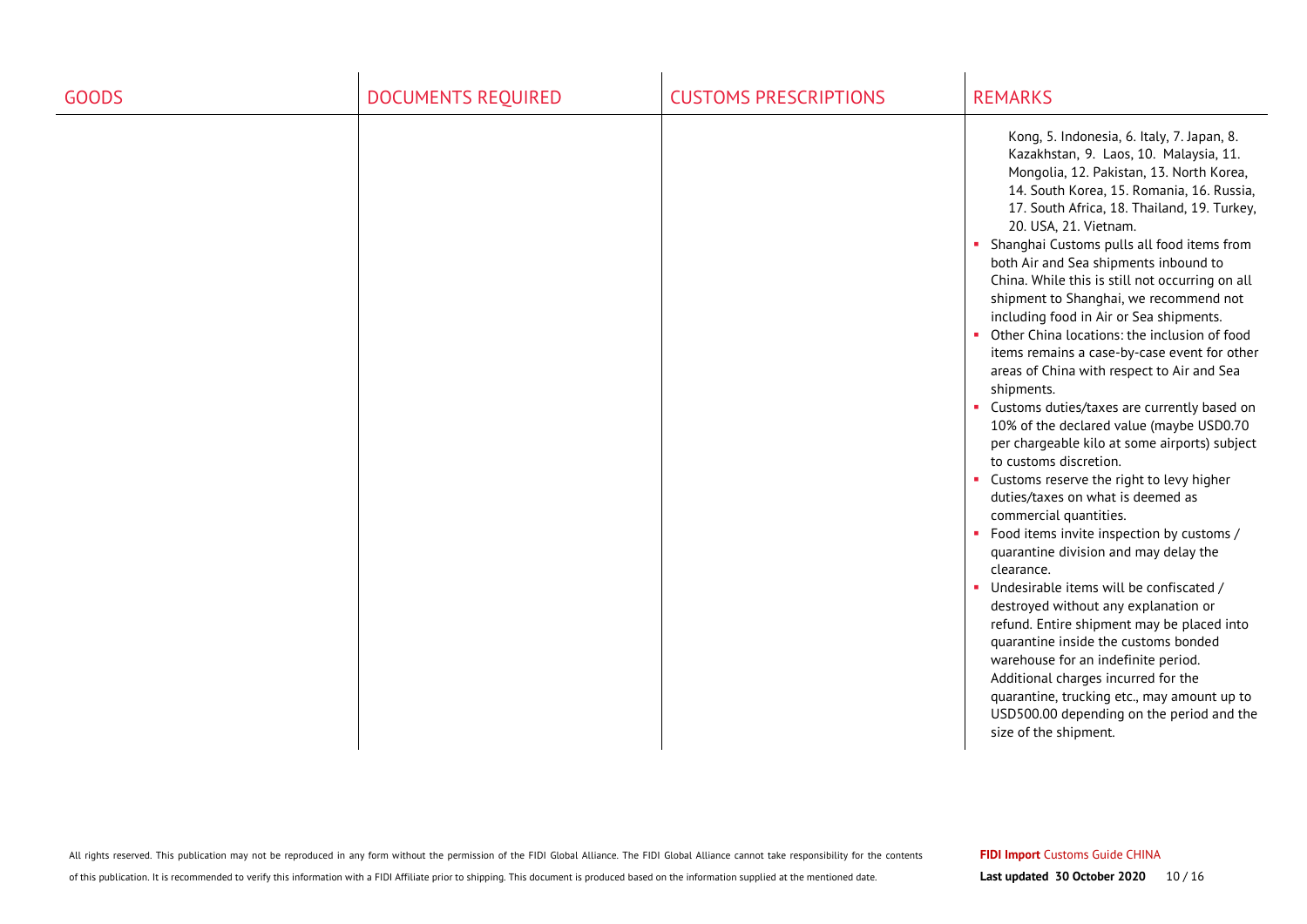| GOODS | DOCUMENTS REQUIRED | CUSTOMS PRESCRIPTIONS | REMARKS |
|---|---|---|---|
| | | | Kong, 5. Indonesia, 6. Italy, 7. Japan, 8. Kazakhstan, 9. Laos, 10. Malaysia, 11. Mongolia, 12. Pakistan, 13. North Korea, 14. South Korea, 15. Romania, 16. Russia, 17. South Africa, 18. Thailand, 19. Turkey, 20. USA, 21. Vietnam.<br>▪ Shanghai Customs pulls all food items from both Air and Sea shipments inbound to China. While this is still not occurring on all shipment to Shanghai, we recommend not including food in Air or Sea shipments.<br>▪ Other China locations: the inclusion of food items remains a case-by-case event for other areas of China with respect to Air and Sea shipments.<br>▪ Customs duties/taxes are currently based on 10% of the declared value (maybe USD0.70 per chargeable kilo at some airports) subject to customs discretion.<br>▪ Customs reserve the right to levy higher duties/taxes on what is deemed as commercial quantities.<br>▪ Food items invite inspection by customs / quarantine division and may delay the clearance.<br>▪ Undesirable items will be confiscated / destroyed without any explanation or refund. Entire shipment may be placed into quarantine inside the customs bonded warehouse for an indefinite period. Additional charges incurred for the quarantine, trucking etc., may amount up to USD500.00 depending on the period and the size of the shipment. |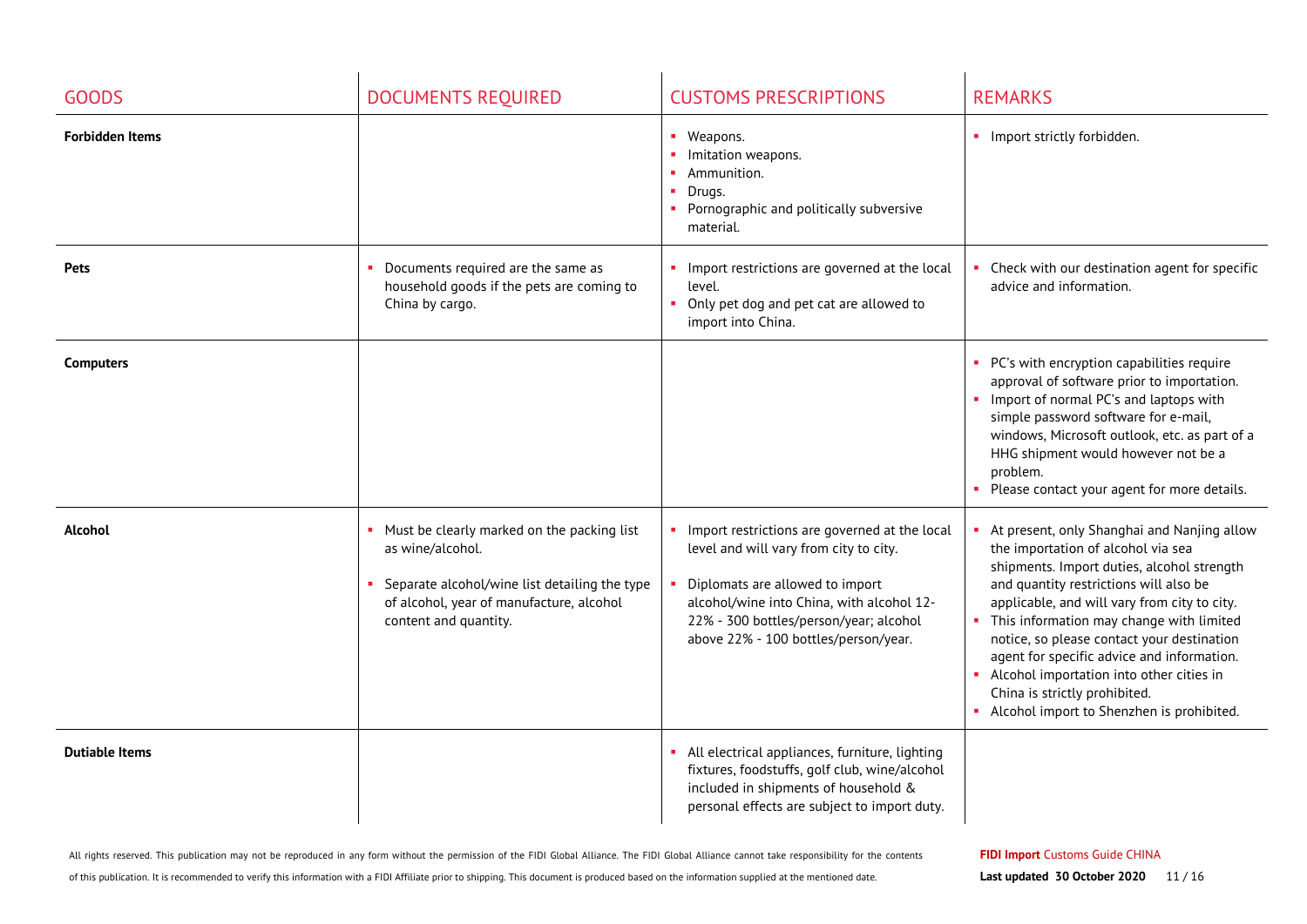| GOODS | DOCUMENTS REQUIRED | CUSTOMS PRESCRIPTIONS | REMARKS |
|---|---|---|---|
| **Forbidden Items** | | ▪ Weapons.<br>▪ Imitation weapons.<br>▪ Ammunition.<br>▪ Drugs.<br>▪ Pornographic and politically subversive material. | ▪ Import strictly forbidden. |
| **Pets** | ▪ Documents required are the same as household goods if the pets are coming to China by cargo. | ▪ Import restrictions are governed at the local level.<br>▪ Only pet dog and pet cat are allowed to import into China. | ▪ Check with our destination agent for specific advice and information. |
| **Computers** | | | ▪ PC's with encryption capabilities require approval of software prior to importation.<br>▪ Import of normal PC's and laptops with simple password software for e-mail, windows, Microsoft outlook, etc. as part of a HHG shipment would however not be a problem.<br>▪ Please contact your agent for more details. |
| **Alcohol** | ▪ Must be clearly marked on the packing list as wine/alcohol.<br>▪ Separate alcohol/wine list detailing the type of alcohol, year of manufacture, alcohol content and quantity. | ▪ Import restrictions are governed at the local level and will vary from city to city.<br>▪ Diplomats are allowed to import alcohol/wine into China, with alcohol 12-22% - 300 bottles/person/year; alcohol above 22% - 100 bottles/person/year. | ▪ At present, only Shanghai and Nanjing allow the importation of alcohol via sea shipments. Import duties, alcohol strength and quantity restrictions will also be applicable, and will vary from city to city.<br>▪ This information may change with limited notice, so please contact your destination agent for specific advice and information.<br>▪ Alcohol importation into other cities in China is strictly prohibited.<br>▪ Alcohol import to Shenzhen is prohibited. |
| **Dutiable Items** | | ▪ All electrical appliances, furniture, lighting fixtures, foodstuffs, golf club, wine/alcohol included in shipments of household & personal effects are subject to import duty. | |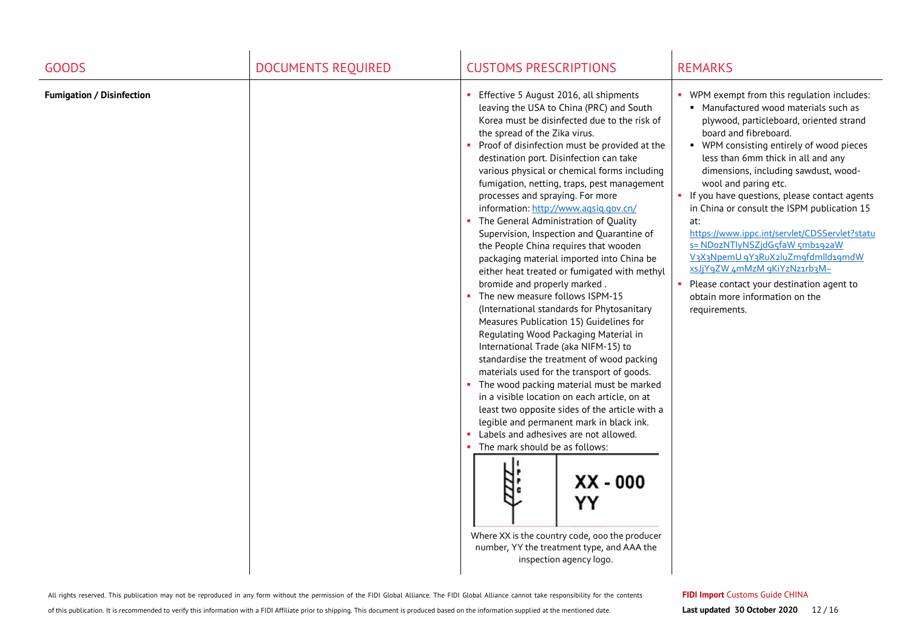| GOODS | DOCUMENTS REQUIRED | CUSTOMS PRESCRIPTIONS | REMARKS |
|---|---|---|---|
| **Fumigation / Disinfection** | | ▪ Effective 5 August 2016, all shipments leaving the USA to China (PRC) and South Korea must be disinfected due to the risk of the spread of the Zika virus.<br>▪ Proof of disinfection must be provided at the destination port. Disinfection can take various physical or chemical forms including fumigation, netting, traps, pest management processes and spraying. For more information: http://www.aqsiq.gov.cn/<br>▪ The General Administration of Quality Supervision, Inspection and Quarantine of the People China requires that wooden packaging material imported into China be either heat treated or fumigated with methyl bromide and properly marked .<br>▪ The new measure follows ISPM-15 (International standards for Phytosanitary Measures Publication 15) Guidelines for Regulating Wood Packaging Material in International Trade (aka NIFM-15) to standardise the treatment of wood packing materials used for the transport of goods.<br>▪ The wood packing material must be marked in a visible location on each article, on at least two opposite sides of the article with a legible and permanent mark in black ink.<br>▪ Labels and adhesives are not allowed.<br>▪ The mark should be as follows:<br>IPPC XX - 000 YY<br>Where XX is the country code, ooo the producer number, YY the treatment type, and AAA the inspection agency logo. | ▪ WPM exempt from this regulation includes:<br>&nbsp;&nbsp;▪ Manufactured wood materials such as plywood, particleboard, oriented strand board and fibreboard.<br>&nbsp;&nbsp;▪ WPM consisting entirely of wood pieces less than 6mm thick in all and any dimensions, including sawdust, wood-wool and paring etc.<br>▪ If you have questions, please contact agents in China or consult the ISPM publication 15 at:<br>https://www.ippc.int/servlet/CDSServlet?status= ND0zNTIyNSZjdG5faW 5mb192aW V3X3NpemU 9Y3RuX2luZm9fdmlld19mdW xsJjY9ZW 4mMzM 9KiYzNz1rb3M~<br>▪ Please contact your destination agent to obtain more information on the requirements. |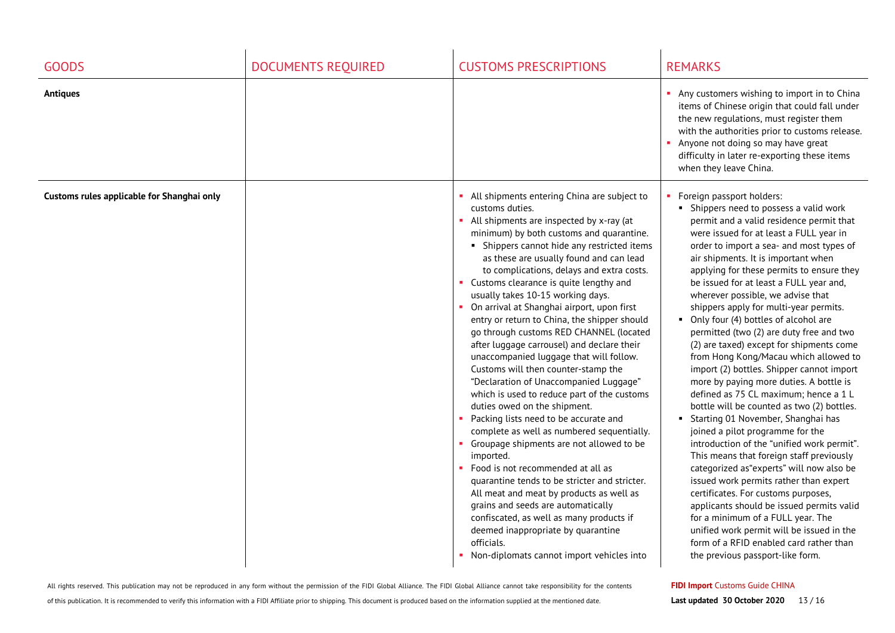| GOODS | DOCUMENTS REQUIRED | CUSTOMS PRESCRIPTIONS | REMARKS |
|---|---|---|---|
| **Antiques** | | | ▪ Any customers wishing to import in to China items of Chinese origin that could fall under the new regulations, must register them with the authorities prior to customs release.<br>▪ Anyone not doing so may have great difficulty in later re-exporting these items when they leave China. |
| **Customs rules applicable for Shanghai only** | | ▪ All shipments entering China are subject to customs duties.<br>▪ All shipments are inspected by x-ray (at minimum) by both customs and quarantine.<br>&nbsp;&nbsp;▪ Shippers cannot hide any restricted items as these are usually found and can lead to complications, delays and extra costs.<br>▪ Customs clearance is quite lengthy and usually takes 10-15 working days.<br>▪ On arrival at Shanghai airport, upon first entry or return to China, the shipper should go through customs RED CHANNEL (located after luggage carrousel) and declare their unaccompanied luggage that will follow. Customs will then counter-stamp the "Declaration of Unaccompanied Luggage" which is used to reduce part of the customs duties owed on the shipment.<br>▪ Packing lists need to be accurate and complete as well as numbered sequentially.<br>▪ Groupage shipments are not allowed to be imported.<br>▪ Food is not recommended at all as quarantine tends to be stricter and stricter. All meat and meat by products as well as grains and seeds are automatically confiscated, as well as many products if deemed inappropriate by quarantine officials.<br>▪ Non-diplomats cannot import vehicles into | ▪ Foreign passport holders:<br>&nbsp;&nbsp;▪ Shippers need to possess a valid work permit and a valid residence permit that were issued for at least a FULL year in order to import a sea- and most types of air shipments. It is important when applying for these permits to ensure they be issued for at least a FULL year and, wherever possible, we advise that shippers apply for multi-year permits.<br>&nbsp;&nbsp;▪ Only four (4) bottles of alcohol are permitted (two (2) are duty free and two (2) are taxed) except for shipments come from Hong Kong/Macau which allowed to import (2) bottles. Shipper cannot import more by paying more duties. A bottle is defined as 75 CL maximum; hence a 1 L bottle will be counted as two (2) bottles.<br>&nbsp;&nbsp;▪ Starting 01 November, Shanghai has joined a pilot programme for the introduction of the "unified work permit". This means that foreign staff previously categorized as"experts" will now also be issued work permits rather than expert certificates. For customs purposes, applicants should be issued permits valid for a minimum of a FULL year. The unified work permit will be issued in the form of a RFID enabled card rather than the previous passport-like form. |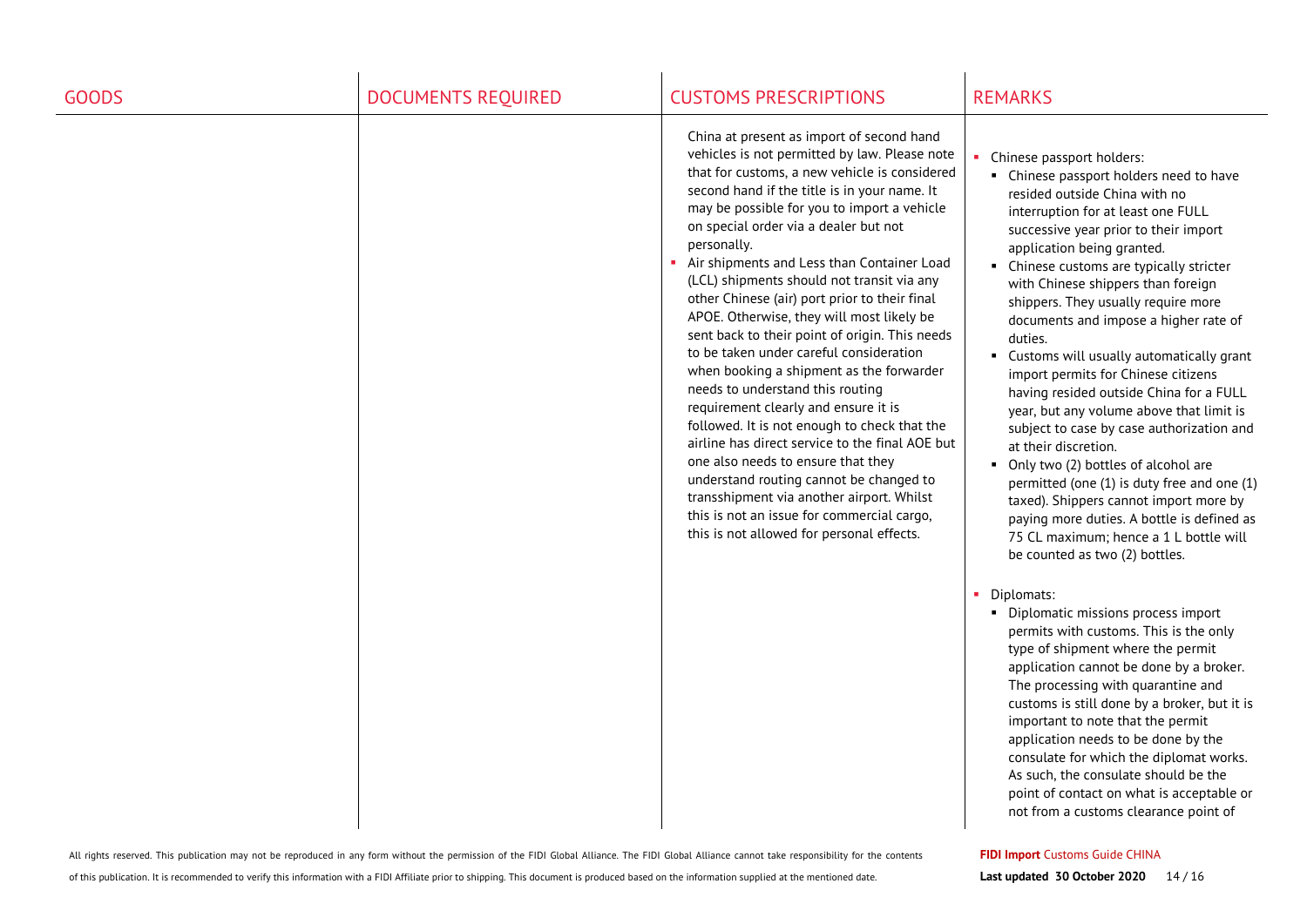| GOODS | DOCUMENTS REQUIRED | CUSTOMS PRESCRIPTIONS | REMARKS |
|---|---|---|---|
| | | China at present as import of second hand vehicles is not permitted by law. Please note that for customs, a new vehicle is considered second hand if the title is in your name. It may be possible for you to import a vehicle on special order via a dealer but not personally.<br>- Air shipments and Less than Container Load (LCL) shipments should not transit via any other Chinese (air) port prior to their final APOE. Otherwise, they will most likely be sent back to their point of origin. This needs to be taken under careful consideration when booking a shipment as the forwarder needs to understand this routing requirement clearly and ensure it is followed. It is not enough to check that the airline has direct service to the final AOE but one also needs to ensure that they understand routing cannot be changed to transshipment via another airport. Whilst this is not an issue for commercial cargo, this is not allowed for personal effects. | - Chinese passport holders:<br>  - Chinese passport holders need to have resided outside China with no interruption for at least one FULL successive year prior to their import application being granted.<br>  - Chinese customs are typically stricter with Chinese shippers than foreign shippers. They usually require more documents and impose a higher rate of duties.<br>  - Customs will usually automatically grant import permits for Chinese citizens having resided outside China for a FULL year, but any volume above that limit is subject to case by case authorization and at their discretion.<br>  - Only two (2) bottles of alcohol are permitted (one (1) is duty free and one (1) taxed). Shippers cannot import more by paying more duties. A bottle is defined as 75 CL maximum; hence a 1 L bottle will be counted as two (2) bottles.<br><br>- Diplomats:<br>  - Diplomatic missions process import permits with customs. This is the only type of shipment where the permit application cannot be done by a broker. The processing with quarantine and customs is still done by a broker, but it is important to note that the permit application needs to be done by the consulate for which the diplomat works. As such, the consulate should be the point of contact on what is acceptable or not from a customs clearance point of |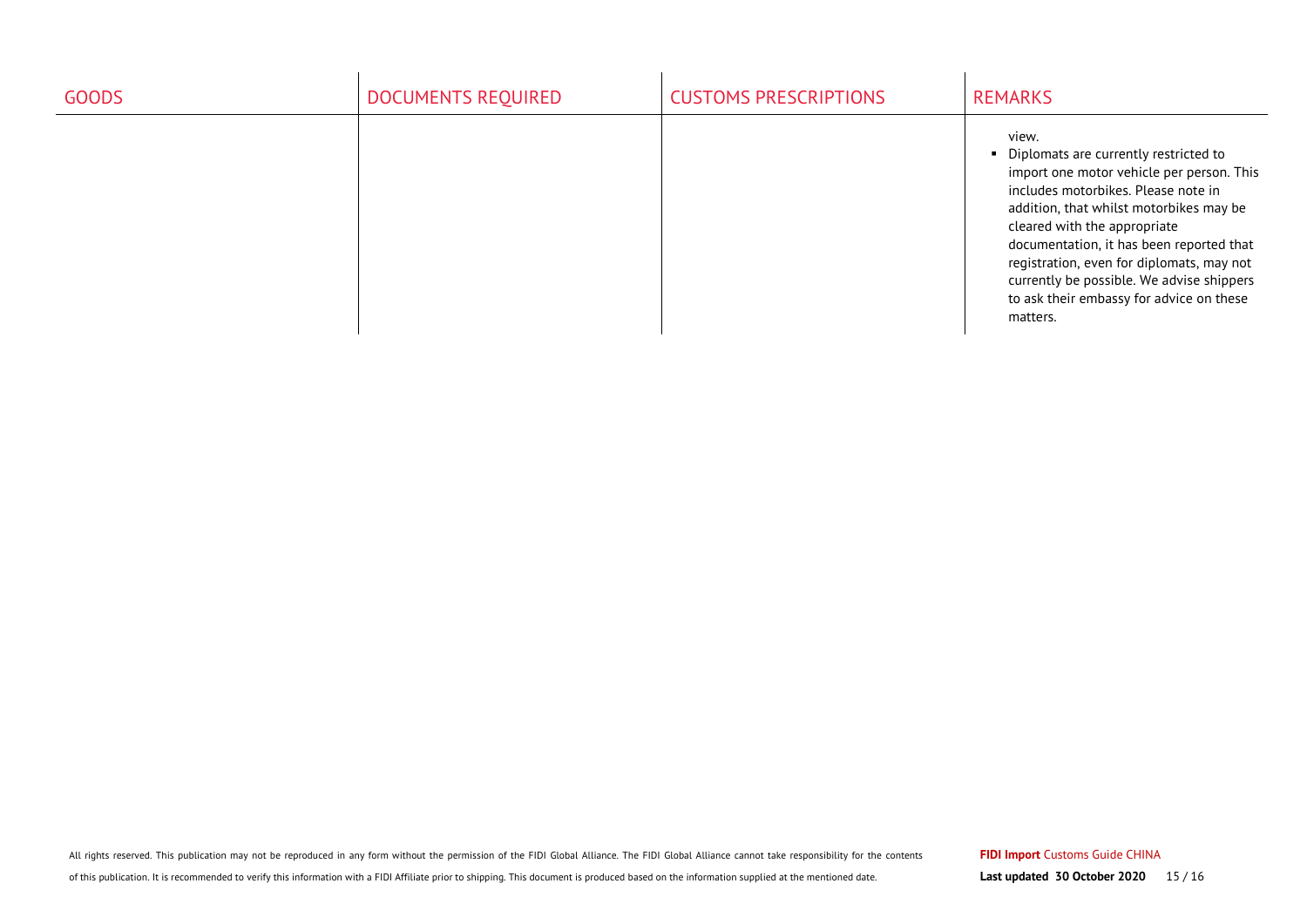| GOODS | DOCUMENTS REQUIRED | CUSTOMS PRESCRIPTIONS | REMARKS |
|---|---|---|---|
| | | | view.<br>▪ Diplomats are currently restricted to import one motor vehicle per person. This includes motorbikes. Please note in addition, that whilst motorbikes may be cleared with the appropriate documentation, it has been reported that registration, even for diplomats, may not currently be possible. We advise shippers to ask their embassy for advice on these matters. |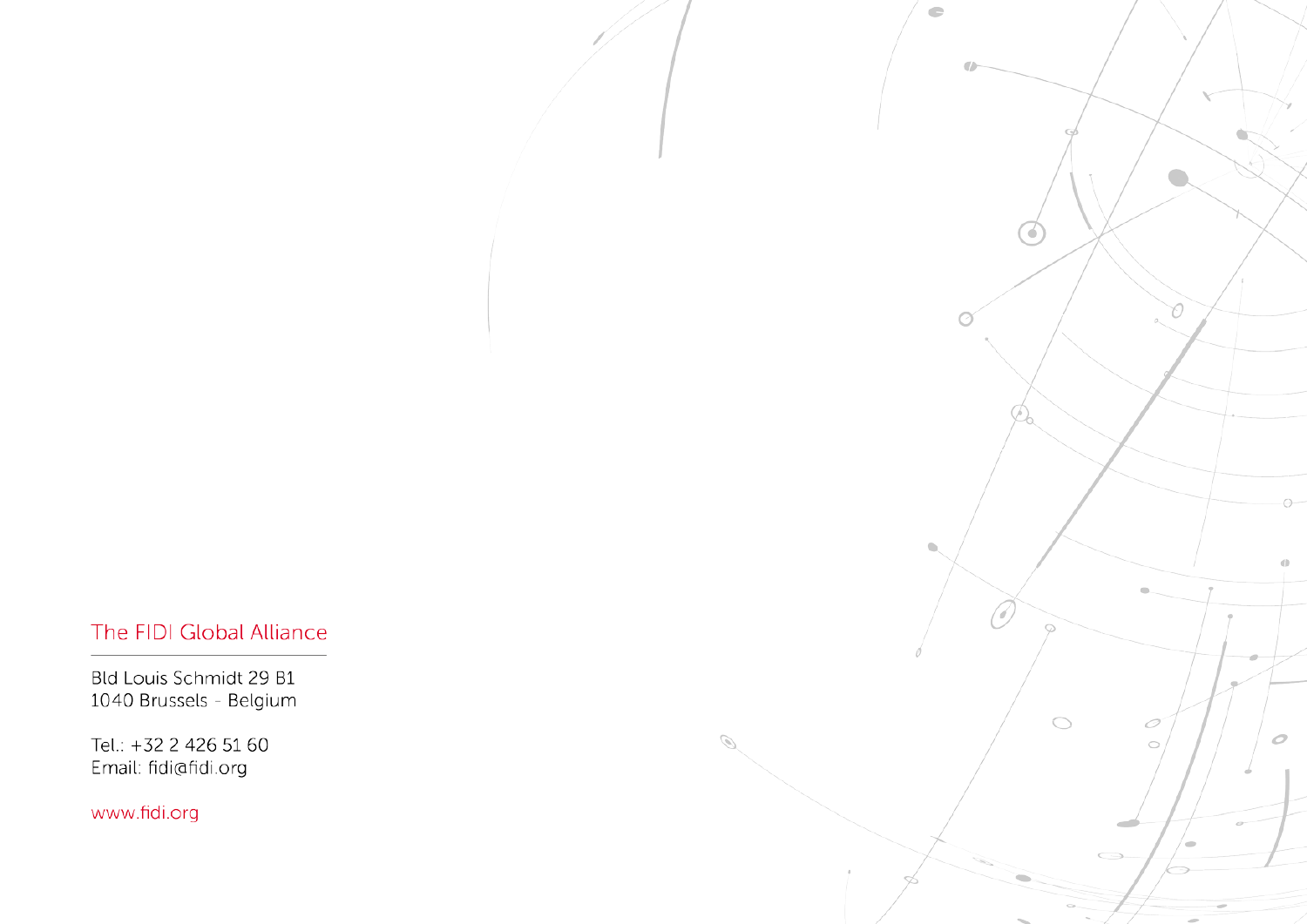The FIDI Global Alliance

Bld Louis Schmidt 29 B1
1040 Brussels - Belgium

Tel.: +32 2 426 51 60
Email: fidi@fidi.org

www.fidi.org